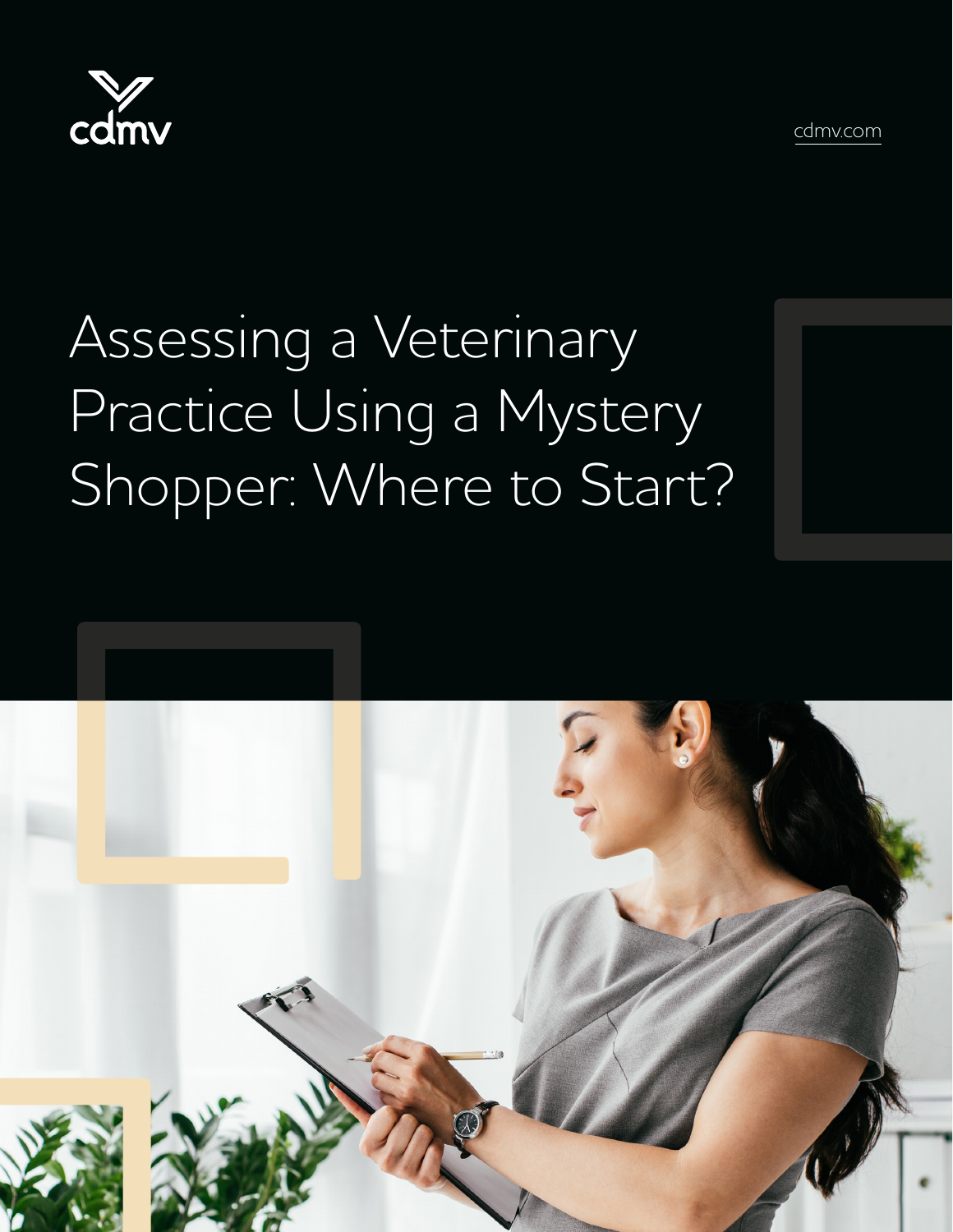cdmv

cdmv.com

# Assessing a Veterinary Practice Using a Mystery Shopper: Where to Start?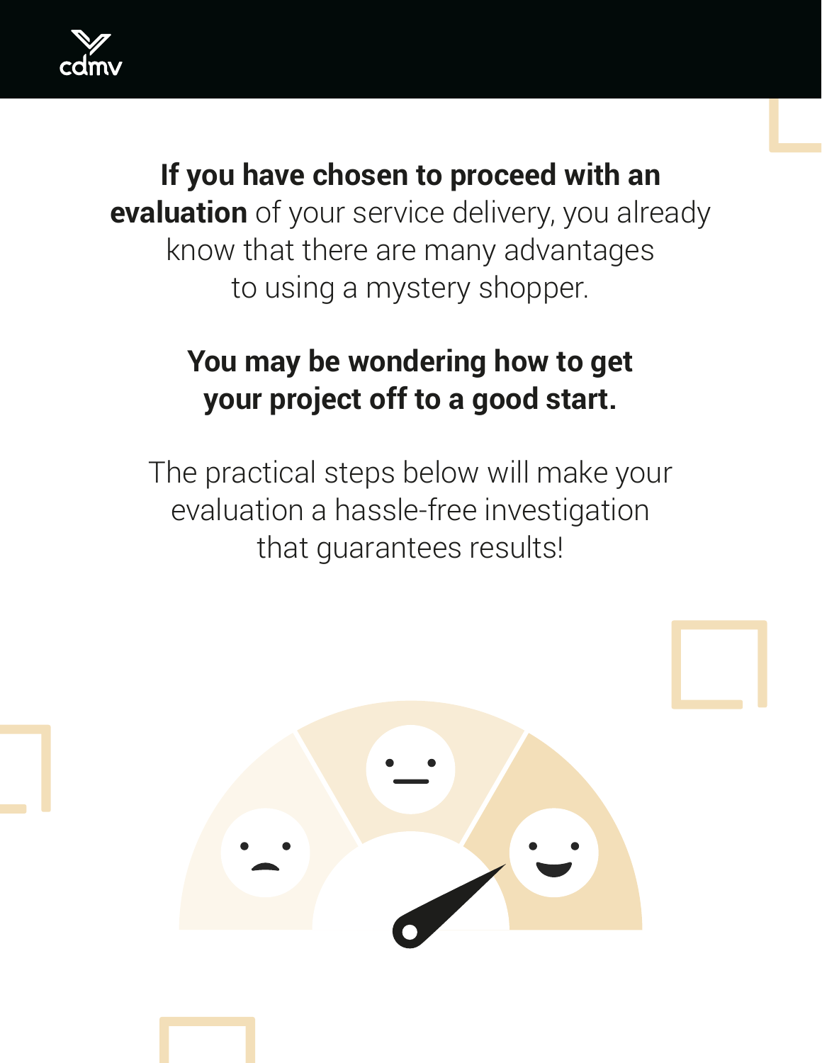**If you have chosen to proceed with an evaluation** of your service delivery, you already know that there are many advantages to using a mystery shopper.

**You may be wondering how to get your project off to a good start.**

The practical steps below will make your evaluation a hassle-free investigation that guarantees results!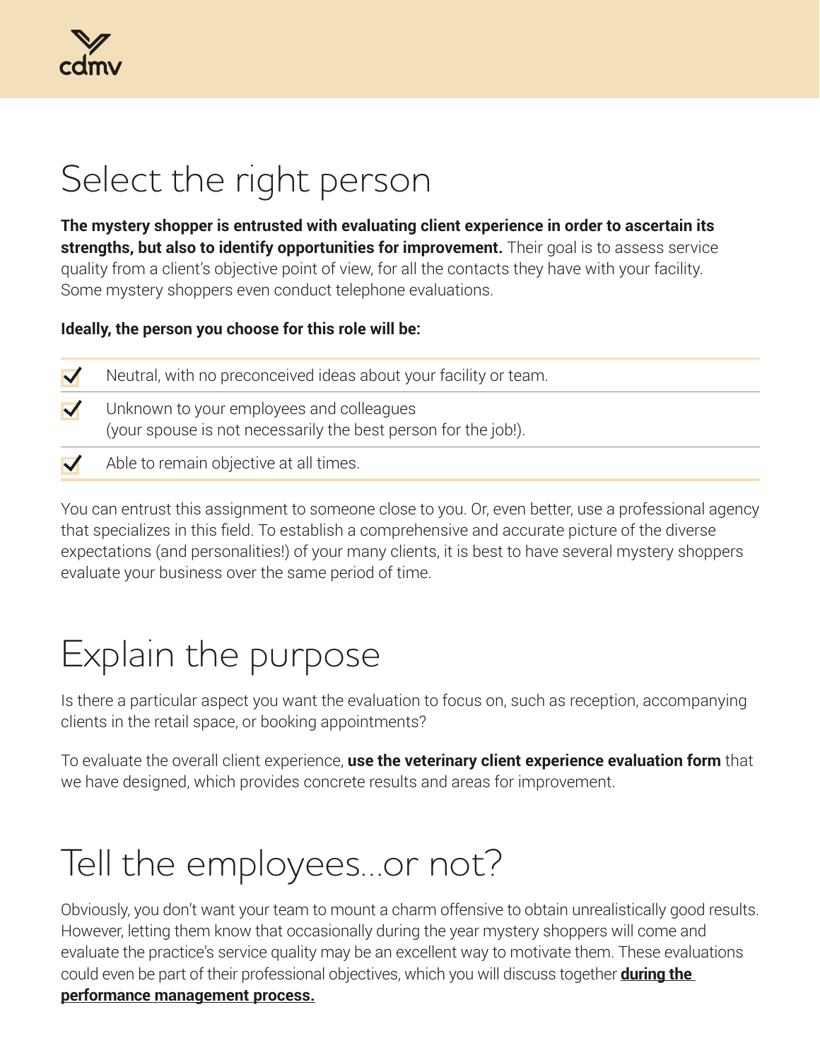# Select the right person

**The mystery shopper is entrusted with evaluating client experience in order to ascertain its strengths, but also to identify opportunities for improvement.** Their goal is to assess service quality from a client's objective point of view, for all the contacts they have with your facility. Some mystery shoppers even conduct telephone evaluations.

**Ideally, the person you choose for this role will be:**

- ✓ Neutral, with no preconceived ideas about your facility or team.
- ✓ Unknown to your employees and colleagues (your spouse is not necessarily the best person for the job!).
- ✓ Able to remain objective at all times.

You can entrust this assignment to someone close to you. Or, even better, use a professional agency that specializes in this field. To establish a comprehensive and accurate picture of the diverse expectations (and personalities!) of your many clients, it is best to have several mystery shoppers evaluate your business over the same period of time.

# Explain the purpose

Is there a particular aspect you want the evaluation to focus on, such as reception, accompanying clients in the retail space, or booking appointments?

To evaluate the overall client experience, **use the veterinary client experience evaluation form** that we have designed, which provides concrete results and areas for improvement.

# Tell the employees...or not?

Obviously, you don't want your team to mount a charm offensive to obtain unrealistically good results. However, letting them know that occasionally during the year mystery shoppers will come and evaluate the practice's service quality may be an excellent way to motivate them. These evaluations could even be part of their professional objectives, which you will discuss together **during the performance management process.**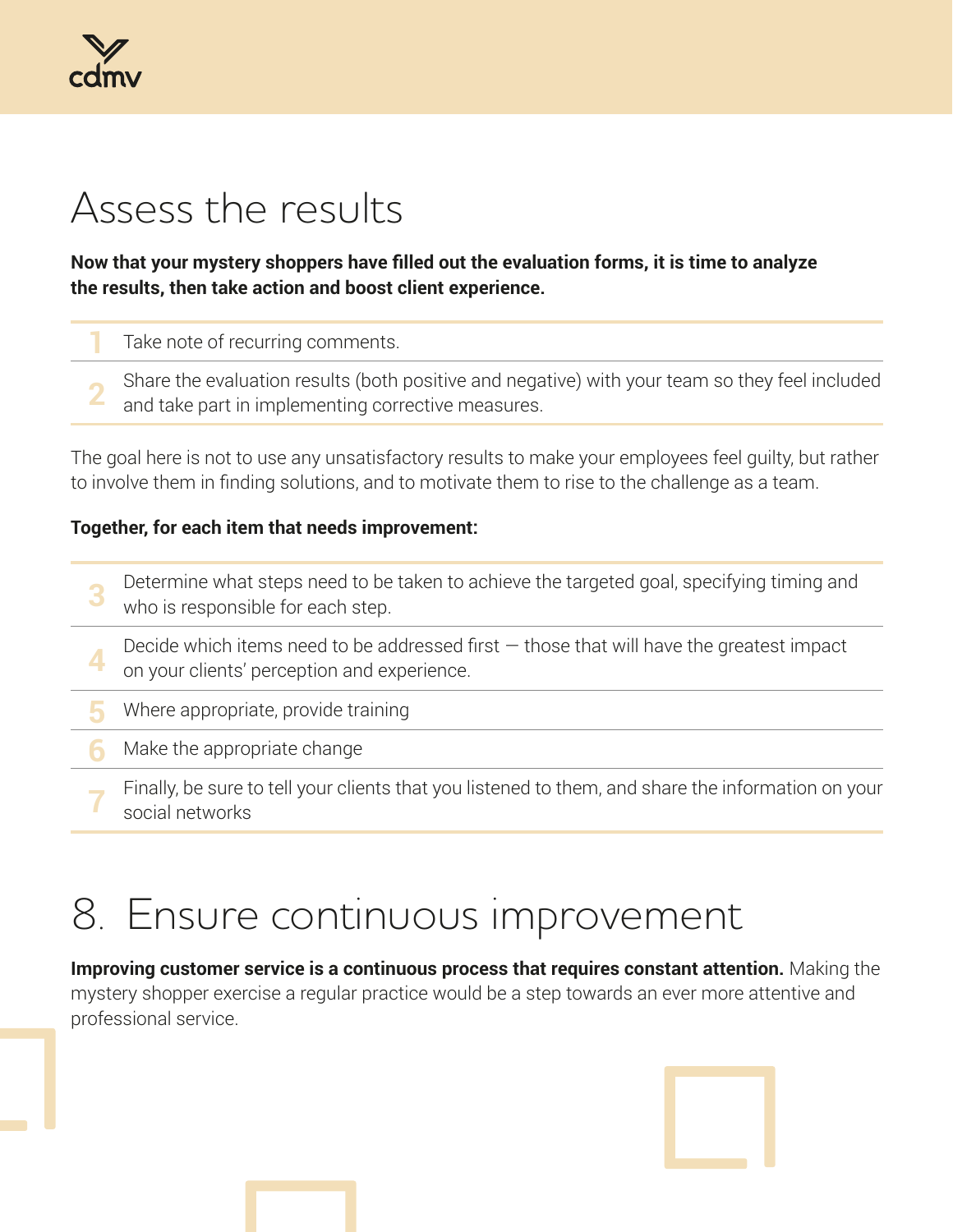# Assess the results

**Now that your mystery shoppers have filled out the evaluation forms, it is time to analyze the results, then take action and boost client experience.**

1. Take note of recurring comments.
2. Share the evaluation results (both positive and negative) with your team so they feel included and take part in implementing corrective measures.

The goal here is not to use any unsatisfactory results to make your employees feel guilty, but rather to involve them in finding solutions, and to motivate them to rise to the challenge as a team.

**Together, for each item that needs improvement:**

3. Determine what steps need to be taken to achieve the targeted goal, specifying timing and who is responsible for each step.
4. Decide which items need to be addressed first — those that will have the greatest impact on your clients' perception and experience.
5. Where appropriate, provide training
6. Make the appropriate change
7. Finally, be sure to tell your clients that you listened to them, and share the information on your social networks

# 8. Ensure continuous improvement

**Improving customer service is a continuous process that requires constant attention.** Making the mystery shopper exercise a regular practice would be a step towards an ever more attentive and professional service.